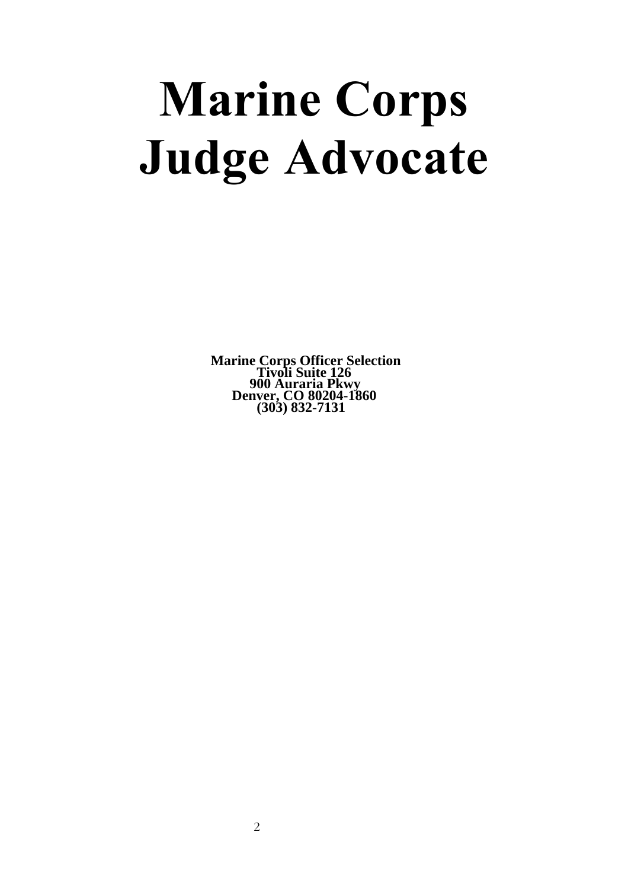# Marine Corps Judge Advocate

**Marine Corps Officer Selection**
**Tivoli Suite 126**
**900 Auraria Pkwy**
**Denver, CO 80204-1860**
**(303) 832-7131**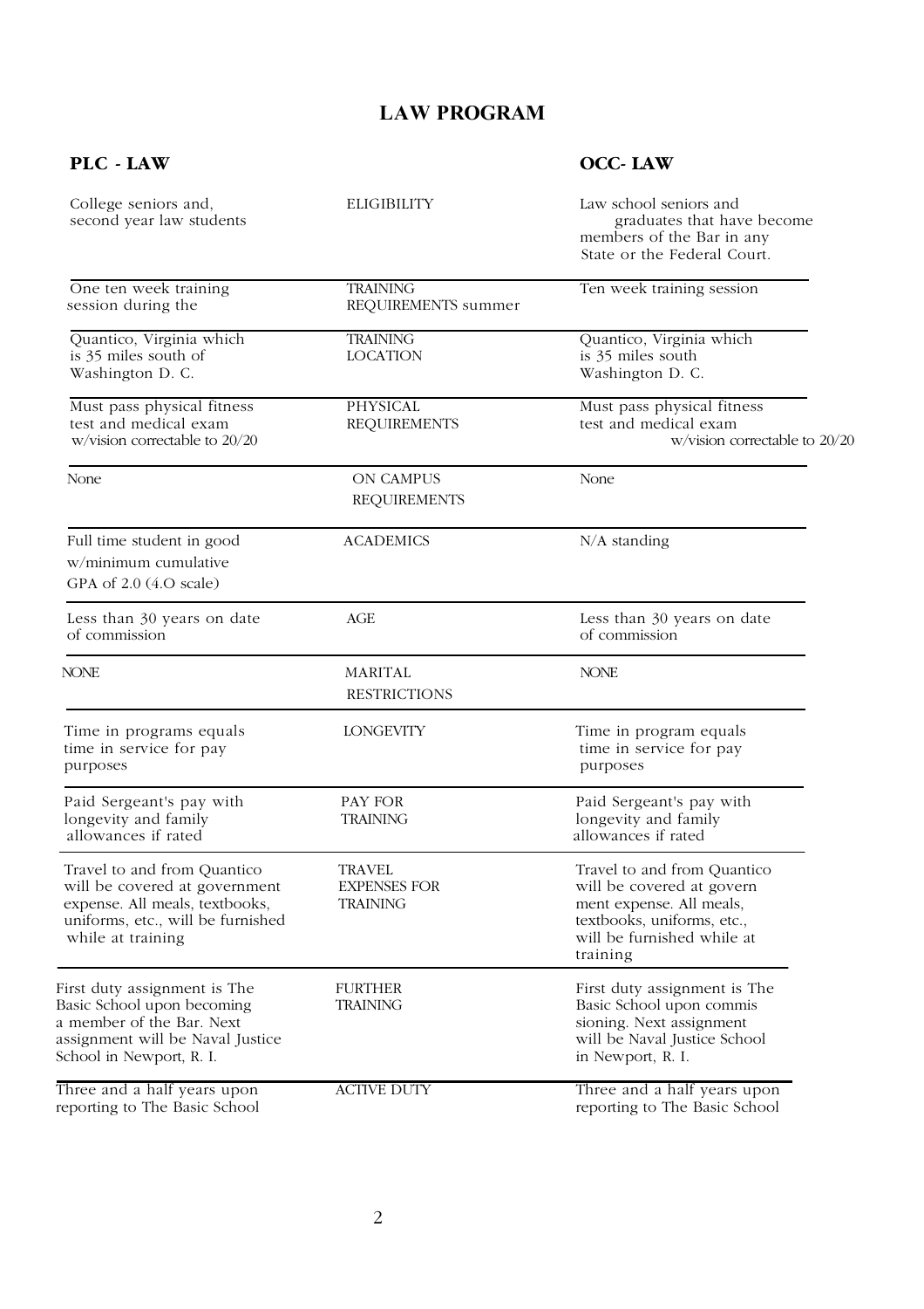# LAW PROGRAM

| PLC - LAW | | OCC- LAW |
|---|---|---|
| College seniors and, second year law students | ELIGIBILITY | Law school seniors and graduates that have become members of the Bar in any State or the Federal Court. |
| One ten week training session during the | TRAINING REQUIREMENTS summer | Ten week training session |
| Quantico, Virginia which is 35 miles south of Washington D. C. | TRAINING LOCATION | Quantico, Virginia which is 35 miles south Washington D. C. |
| Must pass physical fitness test and medical exam w/vision correctable to 20/20 | PHYSICAL REQUIREMENTS | Must pass physical fitness test and medical exam w/vision correctable to 20/20 |
| None | ON CAMPUS REQUIREMENTS | None |
| Full time student in good w/minimum cumulative GPA of 2.0 (4.O scale) | ACADEMICS | N/A standing |
| Less than 30 years on date of commission | AGE | Less than 30 years on date of commission |
| NONE | MARITAL RESTRICTIONS | NONE |
| Time in programs equals time in service for pay purposes | LONGEVITY | Time in program equals time in service for pay purposes |
| Paid Sergeant's pay with longevity and family allowances if rated | PAY FOR TRAINING | Paid Sergeant's pay with longevity and family allowances if rated |
| Travel to and from Quantico will be covered at government expense. All meals, textbooks, uniforms, etc., will be furnished while at training | TRAVEL EXPENSES FOR TRAINING | Travel to and from Quantico will be covered at govern ment expense. All meals, textbooks, uniforms, etc., will be furnished while at training |
| First duty assignment is The Basic School upon becoming a member of the Bar. Next assignment will be Naval Justice School in Newport, R. I. | FURTHER TRAINING | First duty assignment is The Basic School upon commis sioning. Next assignment will be Naval Justice School in Newport, R. I. |
| Three and a half years upon reporting to The Basic School | ACTIVE DUTY | Three and a half years upon reporting to The Basic School |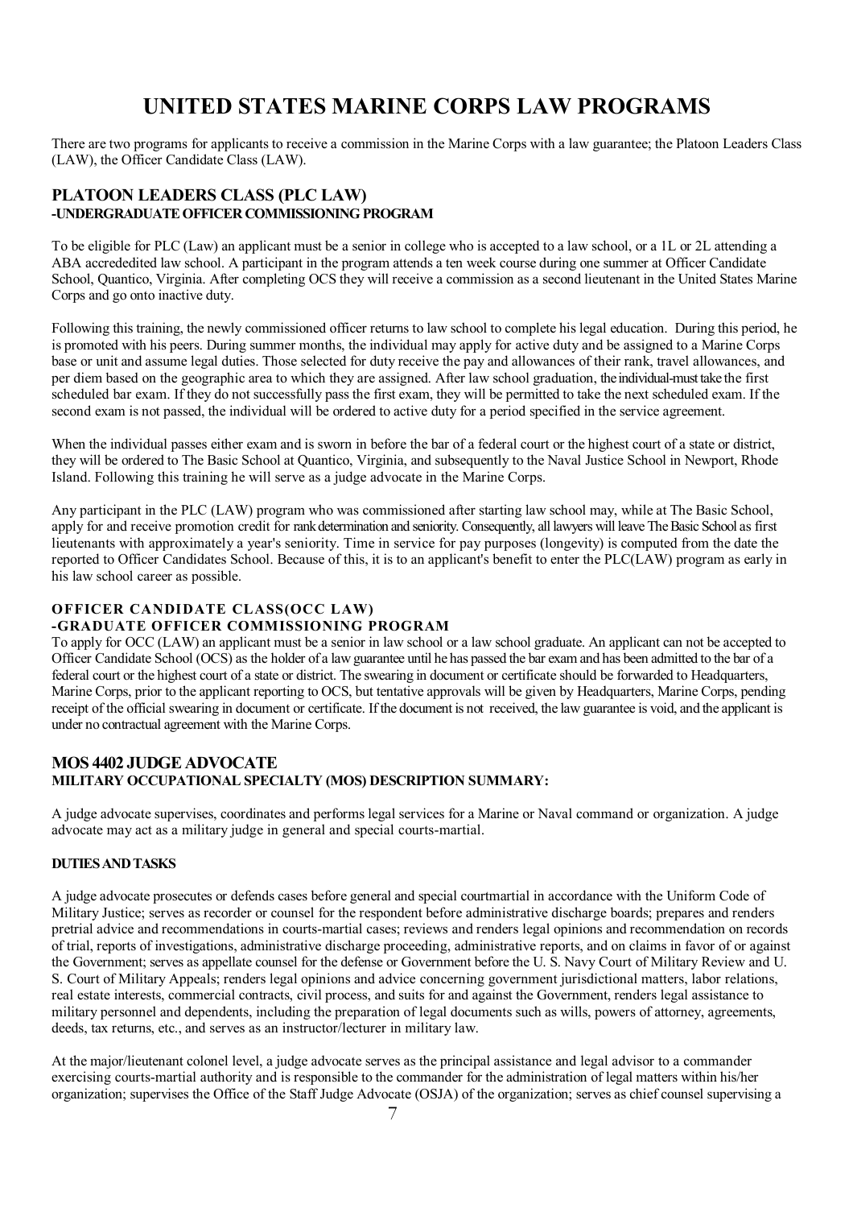# UNITED STATES MARINE CORPS LAW PROGRAMS

There are two programs for applicants to receive a commission in the Marine Corps with a law guarantee; the Platoon Leaders Class (LAW), the Officer Candidate Class (LAW).

## PLATOON LEADERS CLASS (PLC LAW)
### -UNDERGRADUATE OFFICER COMMISSIONING PROGRAM

To be eligible for PLC (Law) an applicant must be a senior in college who is accepted to a law school, or a 1L or 2L attending a ABA accrededited law school. A participant in the program attends a ten week course during one summer at Officer Candidate School, Quantico, Virginia. After completing OCS they will receive a commission as a second lieutenant in the United States Marine Corps and go onto inactive duty.

Following this training, the newly commissioned officer returns to law school to complete his legal education. During this period, he is promoted with his peers. During summer months, the individual may apply for active duty and be assigned to a Marine Corps base or unit and assume legal duties. Those selected for duty receive the pay and allowances of their rank, travel allowances, and per diem based on the geographic area to which they are assigned. After law school graduation, the individual-must take the first scheduled bar exam. If they do not successfully pass the first exam, they will be permitted to take the next scheduled exam. If the second exam is not passed, the individual will be ordered to active duty for a period specified in the service agreement.

When the individual passes either exam and is sworn in before the bar of a federal court or the highest court of a state or district, they will be ordered to The Basic School at Quantico, Virginia, and subsequently to the Naval Justice School in Newport, Rhode Island. Following this training he will serve as a judge advocate in the Marine Corps.

Any participant in the PLC (LAW) program who was commissioned after starting law school may, while at The Basic School, apply for and receive promotion credit for rank determination and seniority. Consequently, all lawyers will leave The Basic School as first lieutenants with approximately a year's seniority. Time in service for pay purposes (longevity) is computed from the date the reported to Officer Candidates School. Because of this, it is to an applicant's benefit to enter the PLC(LAW) program as early in his law school career as possible.

## OFFICER CANDIDATE CLASS(OCC LAW)
### -GRADUATE OFFICER COMMISSIONING PROGRAM

To apply for OCC (LAW) an applicant must be a senior in law school or a law school graduate. An applicant can not be accepted to Officer Candidate School (OCS) as the holder of a law guarantee until he has passed the bar exam and has been admitted to the bar of a federal court or the highest court of a state or district. The swearing in document or certificate should be forwarded to Headquarters, Marine Corps, prior to the applicant reporting to OCS, but tentative approvals will be given by Headquarters, Marine Corps, pending receipt of the official swearing in document or certificate. If the document is not received, the law guarantee is void, and the applicant is under no contractual agreement with the Marine Corps.

## MOS 4402 JUDGE ADVOCATE
### MILITARY OCCUPATIONAL SPECIALTY (MOS) DESCRIPTION SUMMARY:

A judge advocate supervises, coordinates and performs legal services for a Marine or Naval command or organization. A judge advocate may act as a military judge in general and special courts-martial.

#### DUTIES AND TASKS

A judge advocate prosecutes or defends cases before general and special courtmartial in accordance with the Uniform Code of Military Justice; serves as recorder or counsel for the respondent before administrative discharge boards; prepares and renders pretrial advice and recommendations in courts-martial cases; reviews and renders legal opinions and recommendation on records of trial, reports of investigations, administrative discharge proceeding, administrative reports, and on claims in favor of or against the Government; serves as appellate counsel for the defense or Government before the U. S. Navy Court of Military Review and U. S. Court of Military Appeals; renders legal opinions and advice concerning government jurisdictional matters, labor relations, real estate interests, commercial contracts, civil process, and suits for and against the Government, renders legal assistance to military personnel and dependents, including the preparation of legal documents such as wills, powers of attorney, agreements, deeds, tax returns, etc., and serves as an instructor/lecturer in military law.

At the major/lieutenant colonel level, a judge advocate serves as the principal assistance and legal advisor to a commander exercising courts-martial authority and is responsible to the commander for the administration of legal matters within his/her organization; supervises the Office of the Staff Judge Advocate (OSJA) of the organization; serves as chief counsel supervising a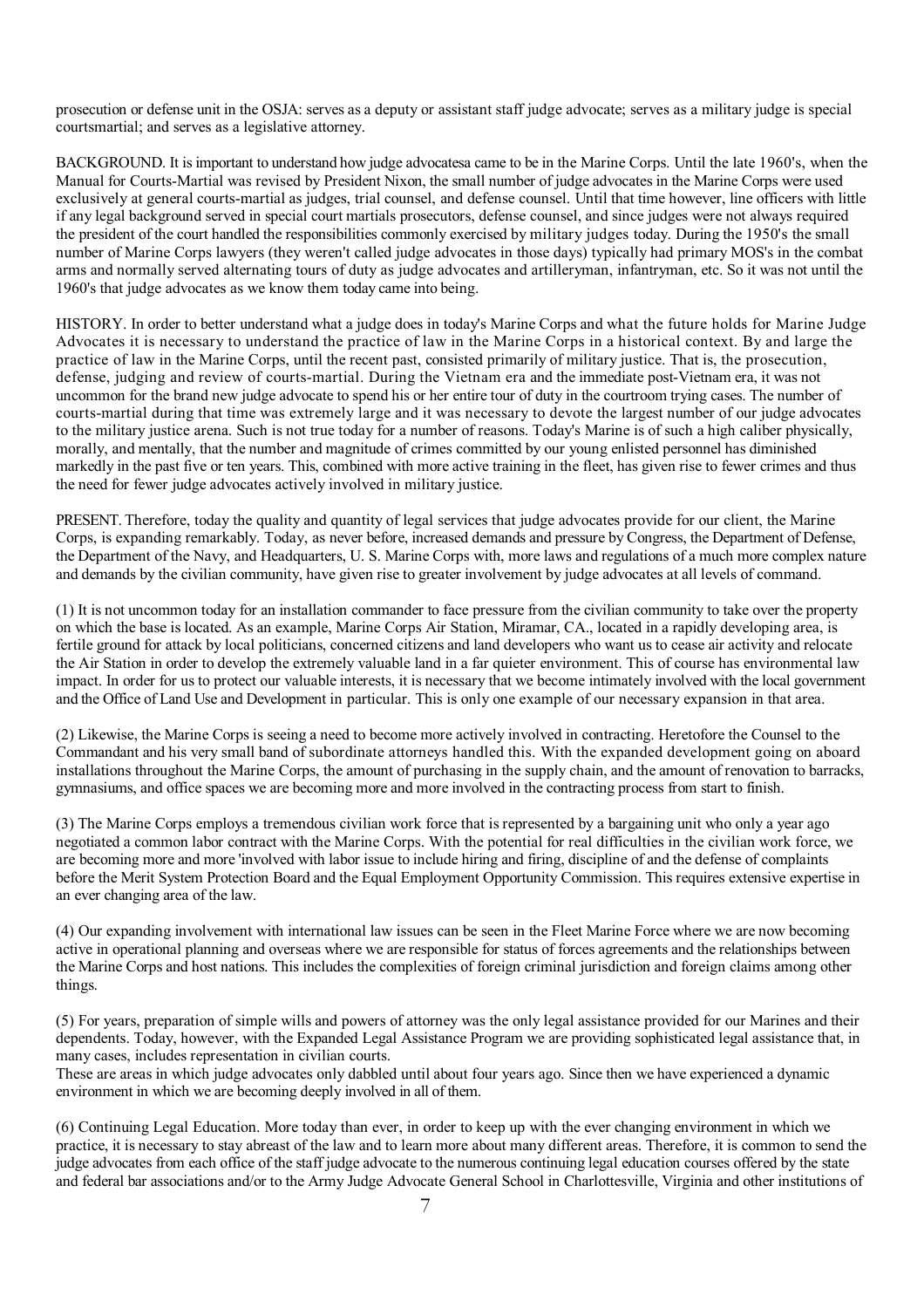prosecution or defense unit in the OSJA: serves as a deputy or assistant staff judge advocate; serves as a military judge is special courtsmartial; and serves as a legislative attorney.

BACKGROUND. It is important to understand how judge advocatesa came to be in the Marine Corps. Until the late 1960's, when the Manual for Courts-Martial was revised by President Nixon, the small number of judge advocates in the Marine Corps were used exclusively at general courts-martial as judges, trial counsel, and defense counsel. Until that time however, line officers with little if any legal background served in special court martials prosecutors, defense counsel, and since judges were not always required the president of the court handled the responsibilities commonly exercised by military judges today. During the 1950's the small number of Marine Corps lawyers (they weren't called judge advocates in those days) typically had primary MOS's in the combat arms and normally served alternating tours of duty as judge advocates and artilleryman, infantryman, etc. So it was not until the 1960's that judge advocates as we know them today came into being.

HISTORY. In order to better understand what a judge does in today's Marine Corps and what the future holds for Marine Judge Advocates it is necessary to understand the practice of law in the Marine Corps in a historical context. By and large the practice of law in the Marine Corps, until the recent past, consisted primarily of military justice. That is, the prosecution, defense, judging and review of courts-martial. During the Vietnam era and the immediate post-Vietnam era, it was not uncommon for the brand new judge advocate to spend his or her entire tour of duty in the courtroom trying cases. The number of courts-martial during that time was extremely large and it was necessary to devote the largest number of our judge advocates to the military justice arena. Such is not true today for a number of reasons. Today's Marine is of such a high caliber physically, morally, and mentally, that the number and magnitude of crimes committed by our young enlisted personnel has diminished markedly in the past five or ten years. This, combined with more active training in the fleet, has given rise to fewer crimes and thus the need for fewer judge advocates actively involved in military justice.

PRESENT. Therefore, today the quality and quantity of legal services that judge advocates provide for our client, the Marine Corps, is expanding remarkably. Today, as never before, increased demands and pressure by Congress, the Department of Defense, the Department of the Navy, and Headquarters, U. S. Marine Corps with, more laws and regulations of a much more complex nature and demands by the civilian community, have given rise to greater involvement by judge advocates at all levels of command.

(1) It is not uncommon today for an installation commander to face pressure from the civilian community to take over the property on which the base is located. As an example, Marine Corps Air Station, Miramar, CA., located in a rapidly developing area, is fertile ground for attack by local politicians, concerned citizens and land developers who want us to cease air activity and relocate the Air Station in order to develop the extremely valuable land in a far quieter environment. This of course has environmental law impact. In order for us to protect our valuable interests, it is necessary that we become intimately involved with the local government and the Office of Land Use and Development in particular. This is only one example of our necessary expansion in that area.

(2) Likewise, the Marine Corps is seeing a need to become more actively involved in contracting. Heretofore the Counsel to the Commandant and his very small band of subordinate attorneys handled this. With the expanded development going on aboard installations throughout the Marine Corps, the amount of purchasing in the supply chain, and the amount of renovation to barracks, gymnasiums, and office spaces we are becoming more and more involved in the contracting process from start to finish.

(3) The Marine Corps employs a tremendous civilian work force that is represented by a bargaining unit who only a year ago negotiated a common labor contract with the Marine Corps. With the potential for real difficulties in the civilian work force, we are becoming more and more 'involved with labor issue to include hiring and firing, discipline of and the defense of complaints before the Merit System Protection Board and the Equal Employment Opportunity Commission. This requires extensive expertise in an ever changing area of the law.

(4) Our expanding involvement with international law issues can be seen in the Fleet Marine Force where we are now becoming active in operational planning and overseas where we are responsible for status of forces agreements and the relationships between the Marine Corps and host nations. This includes the complexities of foreign criminal jurisdiction and foreign claims among other things.

(5) For years, preparation of simple wills and powers of attorney was the only legal assistance provided for our Marines and their dependents. Today, however, with the Expanded Legal Assistance Program we are providing sophisticated legal assistance that, in many cases, includes representation in civilian courts.
These are areas in which judge advocates only dabbled until about four years ago. Since then we have experienced a dynamic environment in which we are becoming deeply involved in all of them.

(6) Continuing Legal Education. More today than ever, in order to keep up with the ever changing environment in which we practice, it is necessary to stay abreast of the law and to learn more about many different areas. Therefore, it is common to send the judge advocates from each office of the staff judge advocate to the numerous continuing legal education courses offered by the state and federal bar associations and/or to the Army Judge Advocate General School in Charlottesville, Virginia and other institutions of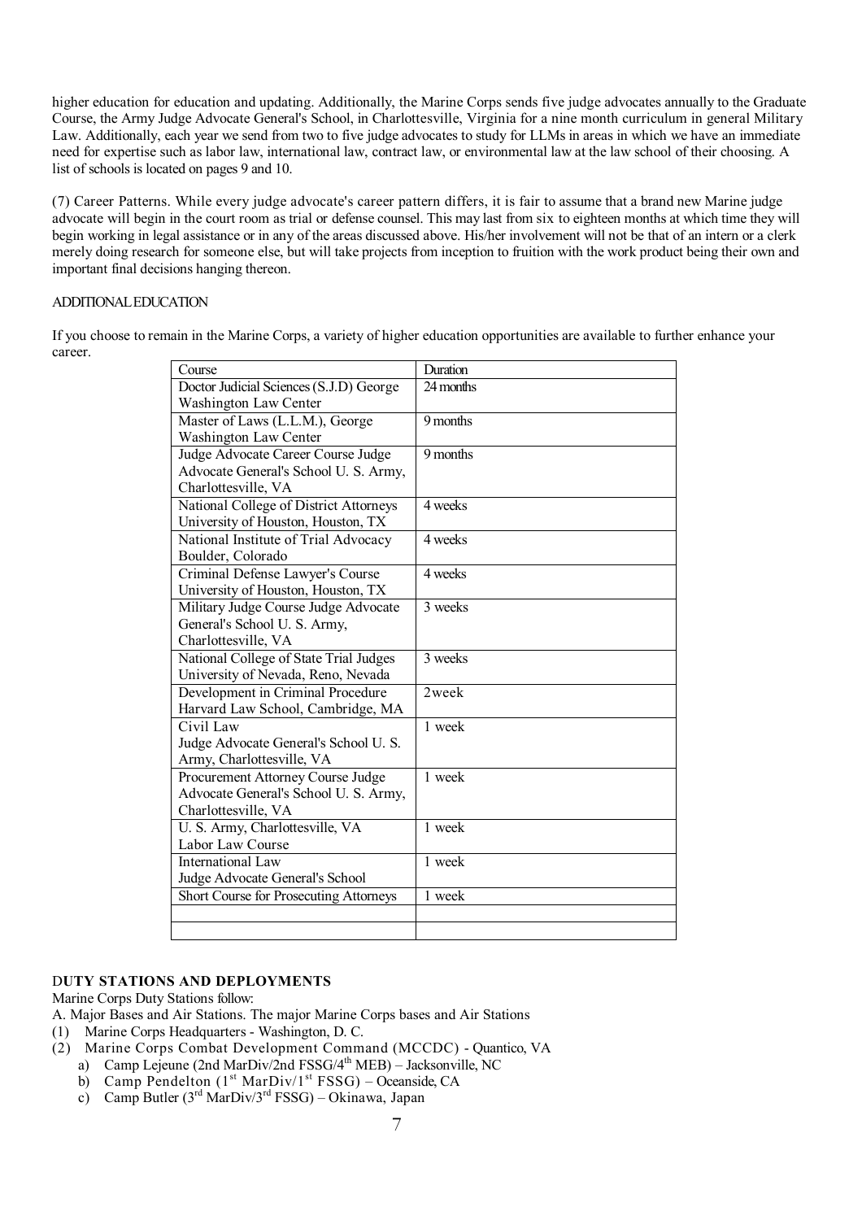higher education for education and updating. Additionally, the Marine Corps sends five judge advocates annually to the Graduate Course, the Army Judge Advocate General's School, in Charlottesville, Virginia for a nine month curriculum in general Military Law. Additionally, each year we send from two to five judge advocates to study for LLMs in areas in which we have an immediate need for expertise such as labor law, international law, contract law, or environmental law at the law school of their choosing. A list of schools is located on pages 9 and 10.

(7) Career Patterns. While every judge advocate's career pattern differs, it is fair to assume that a brand new Marine judge advocate will begin in the court room as trial or defense counsel. This may last from six to eighteen months at which time they will begin working in legal assistance or in any of the areas discussed above. His/her involvement will not be that of an intern or a clerk merely doing research for someone else, but will take projects from inception to fruition with the work product being their own and important final decisions hanging thereon.

ADDITIONAL EDUCATION

If you choose to remain in the Marine Corps, a variety of higher education opportunities are available to further enhance your career.

| Course | Duration |
|---|---|
| Doctor Judicial Sciences (S.J.D) George Washington Law Center | 24 months |
| Master of Laws (L.L.M.), George Washington Law Center | 9 months |
| Judge Advocate Career Course Judge Advocate General's School U. S. Army, Charlottesville, VA | 9 months |
| National College of District Attorneys University of Houston, Houston, TX | 4 weeks |
| National Institute of Trial Advocacy Boulder, Colorado | 4 weeks |
| Criminal Defense Lawyer's Course University of Houston, Houston, TX | 4 weeks |
| Military Judge Course Judge Advocate General's School U. S. Army, Charlottesville, VA | 3 weeks |
| National College of State Trial Judges University of Nevada, Reno, Nevada | 3 weeks |
| Development in Criminal Procedure Harvard Law School, Cambridge, MA | 2week |
| Civil Law Judge Advocate General's School U. S. Army, Charlottesville, VA | 1 week |
| Procurement Attorney Course Judge Advocate General's School U. S. Army, Charlottesville, VA | 1 week |
| U. S. Army, Charlottesville, VA Labor Law Course | 1 week |
| International Law Judge Advocate General's School | 1 week |
| Short Course for Prosecuting Attorneys | 1 week |
| | |
| | |

**DUTY STATIONS AND DEPLOYMENTS**

Marine Corps Duty Stations follow:

A. Major Bases and Air Stations. The major Marine Corps bases and Air Stations

(1) Marine Corps Headquarters - Washington, D. C.

(2) Marine Corps Combat Development Command (MCCDC) - Quantico, VA

  a) Camp Lejeune (2nd MarDiv/2nd FSSG/4th MEB) – Jacksonville, NC
  b) Camp Pendelton (1st MarDiv/1st FSSG) – Oceanside, CA
  c) Camp Butler (3rd MarDiv/3rd FSSG) – Okinawa, Japan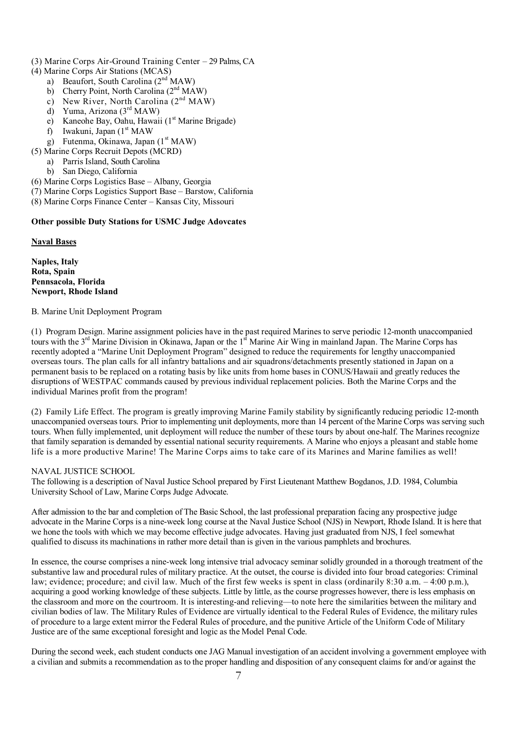(3) Marine Corps Air-Ground Training Center – 29 Palms, CA

(4) Marine Corps Air Stations (MCAS)

a) Beaufort, South Carolina (2nd MAW)
b) Cherry Point, North Carolina (2nd MAW)
c) New River, North Carolina (2nd MAW)
d) Yuma, Arizona (3rd MAW)
e) Kaneohe Bay, Oahu, Hawaii (1st Marine Brigade)
f) Iwakuni, Japan (1st MAW
g) Futenma, Okinawa, Japan (1st MAW)

(5) Marine Corps Recruit Depots (MCRD)

a) Parris Island, South Carolina
b) San Diego, California

(6) Marine Corps Logistics Base – Albany, Georgia

(7) Marine Corps Logistics Support Base – Barstow, California

(8) Marine Corps Finance Center – Kansas City, Missouri

**Other possible Duty Stations for USMC Judge Adovcates**

**Naval Bases**

**Naples, Italy**
**Rota, Spain**
**Pennsacola, Florida**
**Newport, Rhode Island**

B. Marine Unit Deployment Program

(1) Program Design. Marine assignment policies have in the past required Marines to serve periodic 12-month unaccompanied tours with the 3rd Marine Division in Okinawa, Japan or the 1st Marine Air Wing in mainland Japan. The Marine Corps has recently adopted a "Marine Unit Deployment Program" designed to reduce the requirements for lengthy unaccompanied overseas tours. The plan calls for all infantry battalions and air squadrons/detachments presently stationed in Japan on a permanent basis to be replaced on a rotating basis by like units from home bases in CONUS/Hawaii and greatly reduces the disruptions of WESTPAC commands caused by previous individual replacement policies. Both the Marine Corps and the individual Marines profit from the program!

(2) Family Life Effect. The program is greatly improving Marine Family stability by significantly reducing periodic 12-month unaccompanied overseas tours. Prior to implementing unit deployments, more than 14 percent of the Marine Corps was serving such tours. When fully implemented, unit deployment will reduce the number of these tours by about one-half. The Marines recognize that family separation is demanded by essential national security requirements. A Marine who enjoys a pleasant and stable home life is a more productive Marine! The Marine Corps aims to take care of its Marines and Marine families as well!

NAVAL JUSTICE SCHOOL

The following is a description of Naval Justice School prepared by First Lieutenant Matthew Bogdanos, J.D. 1984, Columbia University School of Law, Marine Corps Judge Advocate.

After admission to the bar and completion of The Basic School, the last professional preparation facing any prospective judge advocate in the Marine Corps is a nine-week long course at the Naval Justice School (NJS) in Newport, Rhode Island. It is here that we hone the tools with which we may become effective judge advocates. Having just graduated from NJS, I feel somewhat qualified to discuss its machinations in rather more detail than is given in the various pamphlets and brochures.

In essence, the course comprises a nine-week long intensive trial advocacy seminar solidly grounded in a thorough treatment of the substantive law and procedural rules of military practice. At the outset, the course is divided into four broad categories: Criminal law; evidence; procedure; and civil law. Much of the first few weeks is spent in class (ordinarily 8:30 a.m. – 4:00 p.m.), acquiring a good working knowledge of these subjects. Little by little, as the course progresses however, there is less emphasis on the classroom and more on the courtroom. It is interesting-and relieving—to note here the similarities between the military and civilian bodies of law. The Military Rules of Evidence are virtually identical to the Federal Rules of Evidence, the military rules of procedure to a large extent mirror the Federal Rules of procedure, and the punitive Article of the Uniform Code of Military Justice are of the same exceptional foresight and logic as the Model Penal Code.

During the second week, each student conducts one JAG Manual investigation of an accident involving a government employee with a civilian and submits a recommendation as to the proper handling and disposition of any consequent claims for and/or against the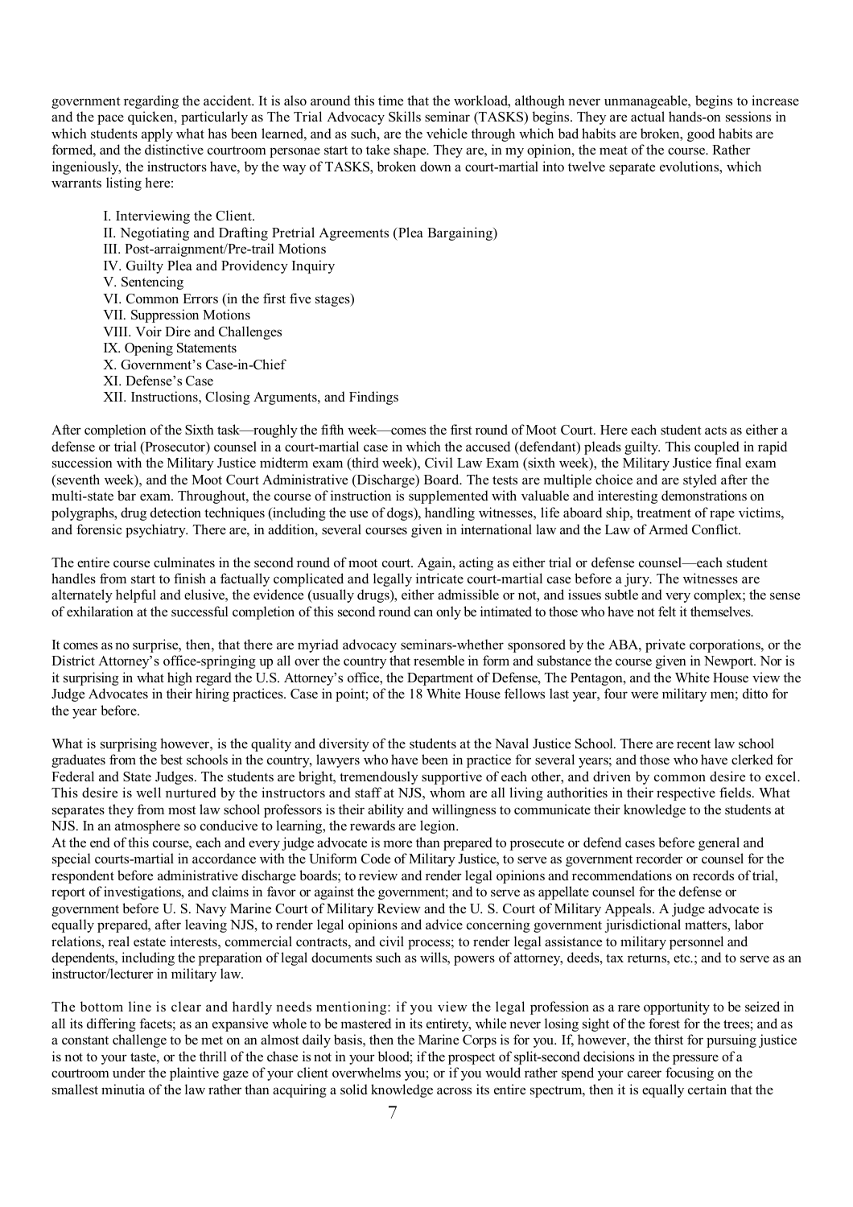government regarding the accident. It is also around this time that the workload, although never unmanageable, begins to increase and the pace quicken, particularly as The Trial Advocacy Skills seminar (TASKS) begins. They are actual hands-on sessions in which students apply what has been learned, and as such, are the vehicle through which bad habits are broken, good habits are formed, and the distinctive courtroom personae start to take shape. They are, in my opinion, the meat of the course. Rather ingeniously, the instructors have, by the way of TASKS, broken down a court-martial into twelve separate evolutions, which warrants listing here:

I. Interviewing the Client.
II. Negotiating and Drafting Pretrial Agreements (Plea Bargaining)
III. Post-arraignment/Pre-trail Motions
IV. Guilty Plea and Providency Inquiry
V. Sentencing
VI. Common Errors (in the first five stages)
VII. Suppression Motions
VIII. Voir Dire and Challenges
IX. Opening Statements
X. Government's Case-in-Chief
XI. Defense's Case
XII. Instructions, Closing Arguments, and Findings

After completion of the Sixth task—roughly the fifth week—comes the first round of Moot Court. Here each student acts as either a defense or trial (Prosecutor) counsel in a court-martial case in which the accused (defendant) pleads guilty. This coupled in rapid succession with the Military Justice midterm exam (third week), Civil Law Exam (sixth week), the Military Justice final exam (seventh week), and the Moot Court Administrative (Discharge) Board. The tests are multiple choice and are styled after the multi-state bar exam. Throughout, the course of instruction is supplemented with valuable and interesting demonstrations on polygraphs, drug detection techniques (including the use of dogs), handling witnesses, life aboard ship, treatment of rape victims, and forensic psychiatry. There are, in addition, several courses given in international law and the Law of Armed Conflict.

The entire course culminates in the second round of moot court. Again, acting as either trial or defense counsel—each student handles from start to finish a factually complicated and legally intricate court-martial case before a jury. The witnesses are alternately helpful and elusive, the evidence (usually drugs), either admissible or not, and issues subtle and very complex; the sense of exhilaration at the successful completion of this second round can only be intimated to those who have not felt it themselves.

It comes as no surprise, then, that there are myriad advocacy seminars-whether sponsored by the ABA, private corporations, or the District Attorney's office-springing up all over the country that resemble in form and substance the course given in Newport. Nor is it surprising in what high regard the U.S. Attorney's office, the Department of Defense, The Pentagon, and the White House view the Judge Advocates in their hiring practices. Case in point; of the 18 White House fellows last year, four were military men; ditto for the year before.

What is surprising however, is the quality and diversity of the students at the Naval Justice School. There are recent law school graduates from the best schools in the country, lawyers who have been in practice for several years; and those who have clerked for Federal and State Judges. The students are bright, tremendously supportive of each other, and driven by common desire to excel. This desire is well nurtured by the instructors and staff at NJS, whom are all living authorities in their respective fields. What separates they from most law school professors is their ability and willingness to communicate their knowledge to the students at NJS. In an atmosphere so conducive to learning, the rewards are legion.

At the end of this course, each and every judge advocate is more than prepared to prosecute or defend cases before general and special courts-martial in accordance with the Uniform Code of Military Justice, to serve as government recorder or counsel for the respondent before administrative discharge boards; to review and render legal opinions and recommendations on records of trial, report of investigations, and claims in favor or against the government; and to serve as appellate counsel for the defense or government before U. S. Navy Marine Court of Military Review and the U. S. Court of Military Appeals. A judge advocate is equally prepared, after leaving NJS, to render legal opinions and advice concerning government jurisdictional matters, labor relations, real estate interests, commercial contracts, and civil process; to render legal assistance to military personnel and dependents, including the preparation of legal documents such as wills, powers of attorney, deeds, tax returns, etc.; and to serve as an instructor/lecturer in military law.

The bottom line is clear and hardly needs mentioning: if you view the legal profession as a rare opportunity to be seized in all its differing facets; as an expansive whole to be mastered in its entirety, while never losing sight of the forest for the trees; and as a constant challenge to be met on an almost daily basis, then the Marine Corps is for you. If, however, the thirst for pursuing justice is not to your taste, or the thrill of the chase is not in your blood; if the prospect of split-second decisions in the pressure of a courtroom under the plaintive gaze of your client overwhelms you; or if you would rather spend your career focusing on the smallest minutia of the law rather than acquiring a solid knowledge across its entire spectrum, then it is equally certain that the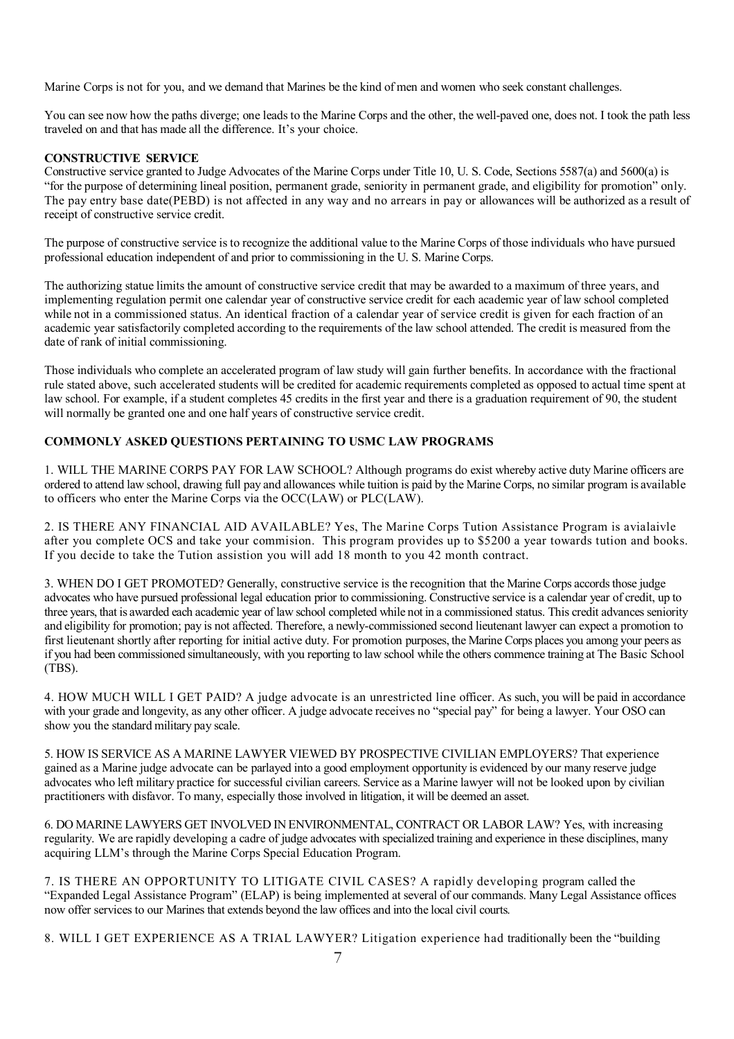Marine Corps is not for you, and we demand that Marines be the kind of men and women who seek constant challenges.

You can see now how the paths diverge; one leads to the Marine Corps and the other, the well-paved one, does not. I took the path less traveled on and that has made all the difference. It's your choice.

**CONSTRUCTIVE SERVICE**

Constructive service granted to Judge Advocates of the Marine Corps under Title 10, U. S. Code, Sections 5587(a) and 5600(a) is "for the purpose of determining lineal position, permanent grade, seniority in permanent grade, and eligibility for promotion" only. The pay entry base date(PEBD) is not affected in any way and no arrears in pay or allowances will be authorized as a result of receipt of constructive service credit.

The purpose of constructive service is to recognize the additional value to the Marine Corps of those individuals who have pursued professional education independent of and prior to commissioning in the U. S. Marine Corps.

The authorizing statue limits the amount of constructive service credit that may be awarded to a maximum of three years, and implementing regulation permit one calendar year of constructive service credit for each academic year of law school completed while not in a commissioned status. An identical fraction of a calendar year of service credit is given for each fraction of an academic year satisfactorily completed according to the requirements of the law school attended. The credit is measured from the date of rank of initial commissioning.

Those individuals who complete an accelerated program of law study will gain further benefits. In accordance with the fractional rule stated above, such accelerated students will be credited for academic requirements completed as opposed to actual time spent at law school. For example, if a student completes 45 credits in the first year and there is a graduation requirement of 90, the student will normally be granted one and one half years of constructive service credit.

**COMMONLY ASKED QUESTIONS PERTAINING TO USMC LAW PROGRAMS**

1. WILL THE MARINE CORPS PAY FOR LAW SCHOOL? Although programs do exist whereby active duty Marine officers are ordered to attend law school, drawing full pay and allowances while tuition is paid by the Marine Corps, no similar program is available to officers who enter the Marine Corps via the OCC(LAW) or PLC(LAW).

2. IS THERE ANY FINANCIAL AID AVAILABLE? Yes, The Marine Corps Tution Assistance Program is avialaivle after you complete OCS and take your commision. This program provides up to $5200 a year towards tution and books. If you decide to take the Tution assistion you will add 18 month to you 42 month contract.

3. WHEN DO I GET PROMOTED? Generally, constructive service is the recognition that the Marine Corps accords those judge advocates who have pursued professional legal education prior to commissioning. Constructive service is a calendar year of credit, up to three years, that is awarded each academic year of law school completed while not in a commissioned status. This credit advances seniority and eligibility for promotion; pay is not affected. Therefore, a newly-commissioned second lieutenant lawyer can expect a promotion to first lieutenant shortly after reporting for initial active duty. For promotion purposes, the Marine Corps places you among your peers as if you had been commissioned simultaneously, with you reporting to law school while the others commence training at The Basic School (TBS).

4. HOW MUCH WILL I GET PAID? A judge advocate is an unrestricted line officer. As such, you will be paid in accordance with your grade and longevity, as any other officer. A judge advocate receives no "special pay" for being a lawyer. Your OSO can show you the standard military pay scale.

5. HOW IS SERVICE AS A MARINE LAWYER VIEWED BY PROSPECTIVE CIVILIAN EMPLOYERS? That experience gained as a Marine judge advocate can be parlayed into a good employment opportunity is evidenced by our many reserve judge advocates who left military practice for successful civilian careers. Service as a Marine lawyer will not be looked upon by civilian practitioners with disfavor. To many, especially those involved in litigation, it will be deemed an asset.

6. DO MARINE LAWYERS GET INVOLVED IN ENVIRONMENTAL, CONTRACT OR LABOR LAW? Yes, with increasing regularity. We are rapidly developing a cadre of judge advocates with specialized training and experience in these disciplines, many acquiring LLM's through the Marine Corps Special Education Program.

7. IS THERE AN OPPORTUNITY TO LITIGATE CIVIL CASES? A rapidly developing program called the "Expanded Legal Assistance Program" (ELAP) is being implemented at several of our commands. Many Legal Assistance offices now offer services to our Marines that extends beyond the law offices and into the local civil courts.

8. WILL I GET EXPERIENCE AS A TRIAL LAWYER? Litigation experience had traditionally been the "building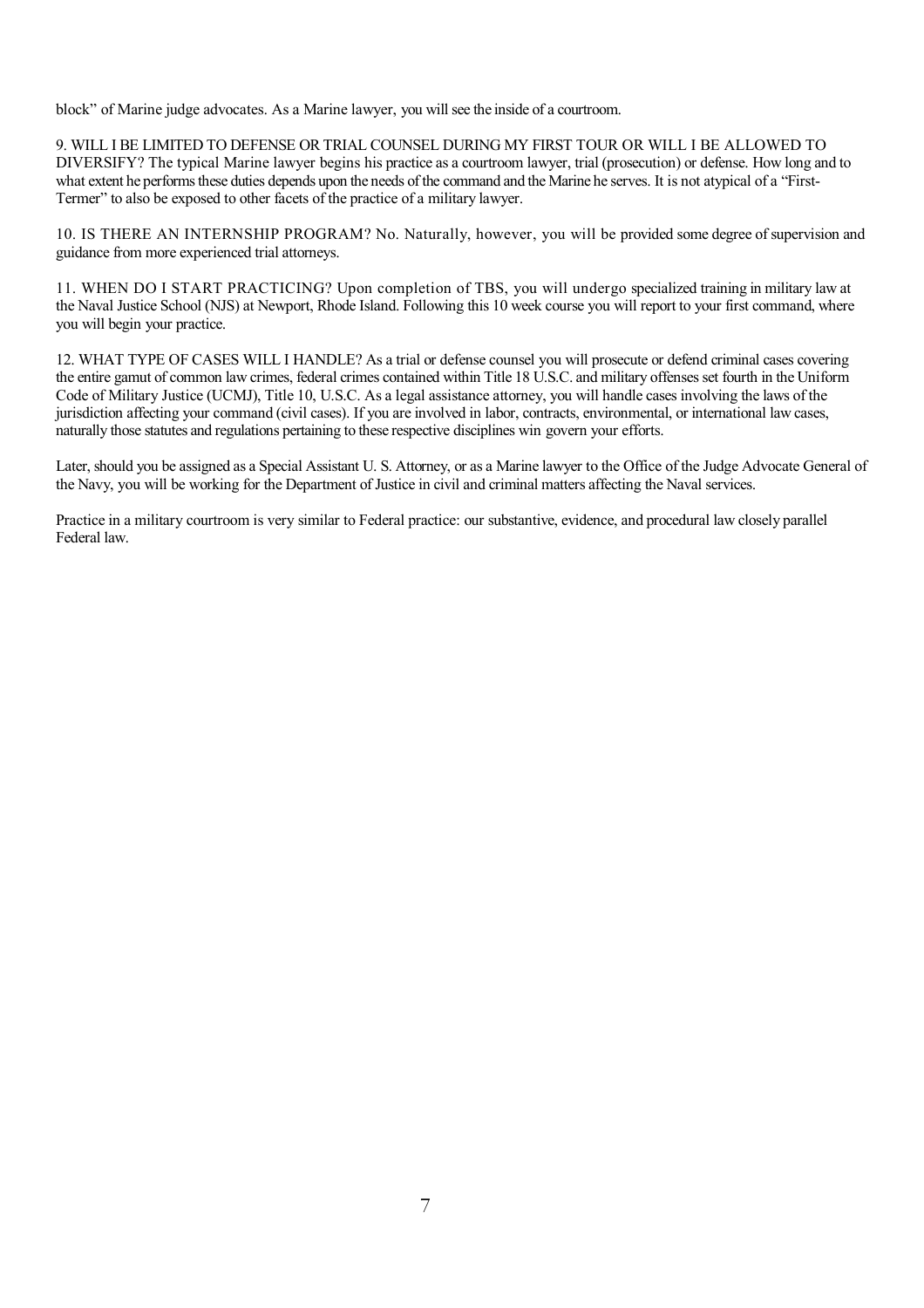block" of Marine judge advocates. As a Marine lawyer, you will see the inside of a courtroom.

9. WILL I BE LIMITED TO DEFENSE OR TRIAL COUNSEL DURING MY FIRST TOUR OR WILL I BE ALLOWED TO DIVERSIFY? The typical Marine lawyer begins his practice as a courtroom lawyer, trial (prosecution) or defense. How long and to what extent he performs these duties depends upon the needs of the command and the Marine he serves. It is not atypical of a "First-Termer" to also be exposed to other facets of the practice of a military lawyer.

10. IS THERE AN INTERNSHIP PROGRAM? No. Naturally, however, you will be provided some degree of supervision and guidance from more experienced trial attorneys.

11. WHEN DO I START PRACTICING? Upon completion of TBS, you will undergo specialized training in military law at the Naval Justice School (NJS) at Newport, Rhode Island. Following this 10 week course you will report to your first command, where you will begin your practice.

12. WHAT TYPE OF CASES WILL I HANDLE? As a trial or defense counsel you will prosecute or defend criminal cases covering the entire gamut of common law crimes, federal crimes contained within Title 18 U.S.C. and military offenses set fourth in the Uniform Code of Military Justice (UCMJ), Title 10, U.S.C. As a legal assistance attorney, you will handle cases involving the laws of the jurisdiction affecting your command (civil cases). If you are involved in labor, contracts, environmental, or international law cases, naturally those statutes and regulations pertaining to these respective disciplines win govern your efforts.

Later, should you be assigned as a Special Assistant U. S. Attorney, or as a Marine lawyer to the Office of the Judge Advocate General of the Navy, you will be working for the Department of Justice in civil and criminal matters affecting the Naval services.

Practice in a military courtroom is very similar to Federal practice: our substantive, evidence, and procedural law closely parallel Federal law.